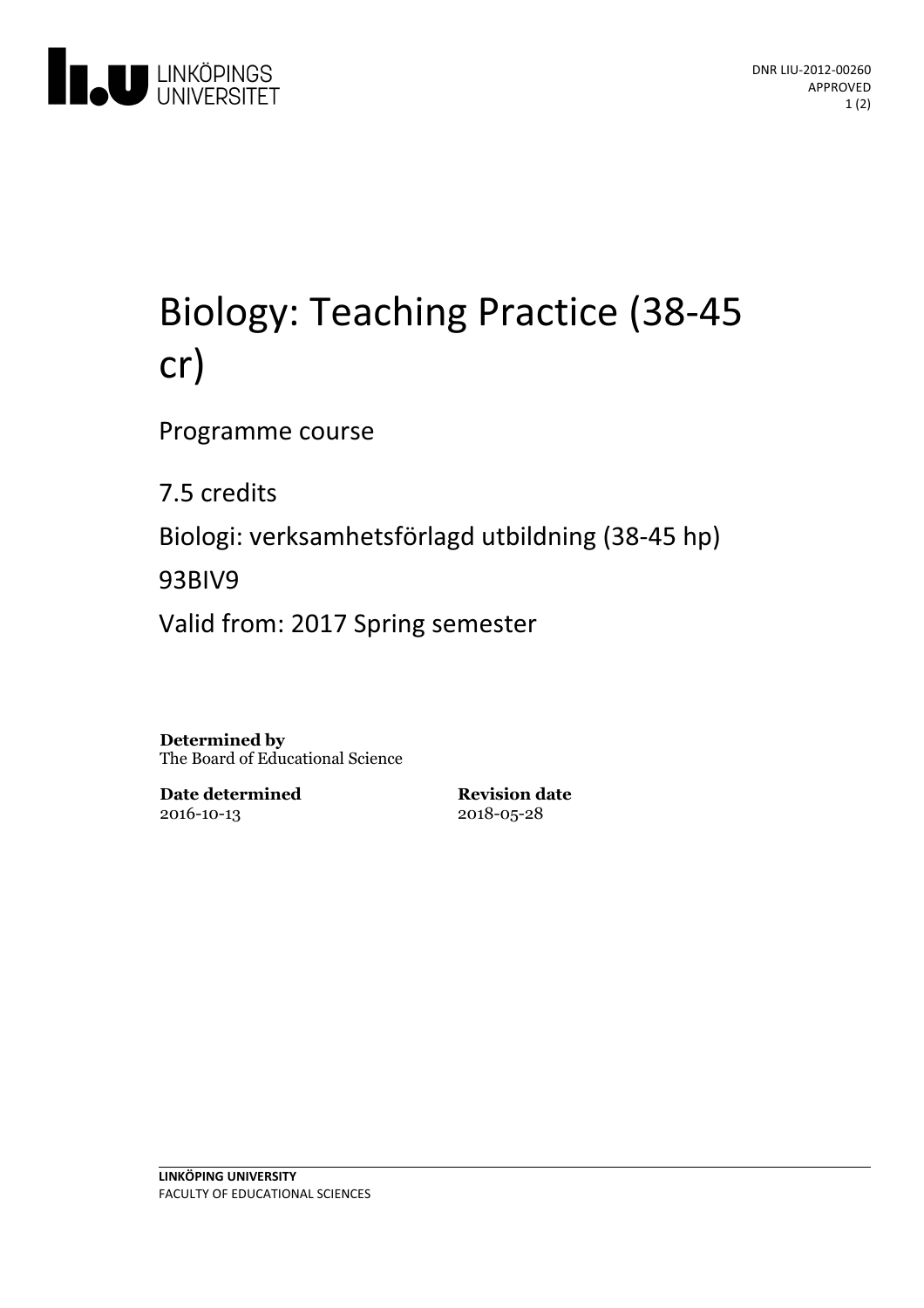DNR LIU-2012-00260
APPROVED

# Biology: Teaching Practice (38-45 cr)

Programme course

7.5 credits

Biologi: verksamhetsförlagd utbildning (38-45 hp)

93BIV9

Valid from: 2017 Spring semester

**Determined by**
The Board of Educational Science

| **Date determined** | **Revision date** |
|---|---|
| 2016-10-13 | 2018-05-28 |

**LINKÖPING UNIVERSITY**
FACULTY OF EDUCATIONAL SCIENCES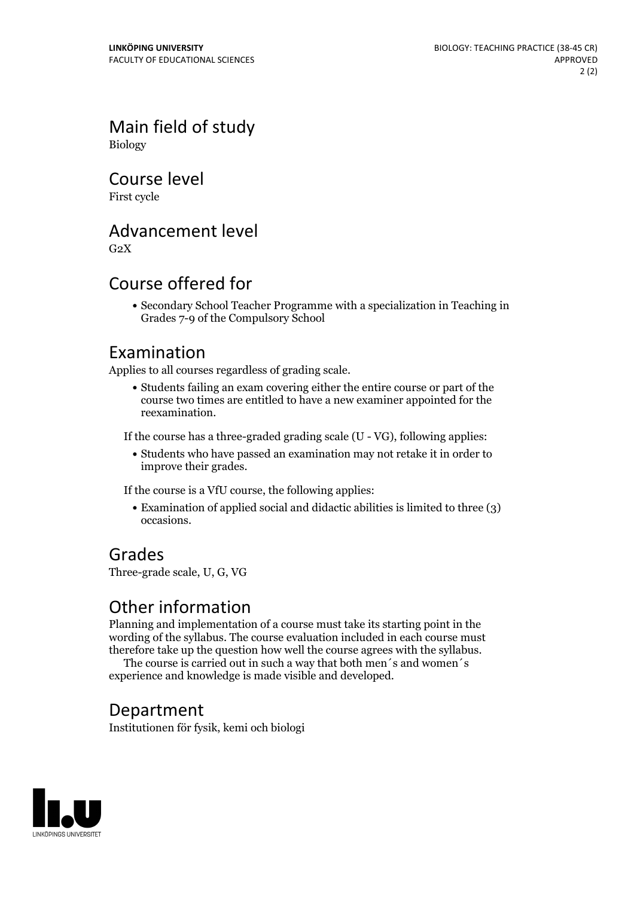## Main field of study

Biology

## Course level

First cycle

## Advancement level

G2X

## Course offered for

- Secondary School Teacher Programme with a specialization in Teaching in Grades 7-9 of the Compulsory School

## Examination

Applies to all courses regardless of grading scale.

- Students failing an exam covering either the entire course or part of the course two times are entitled to have a new examiner appointed for the reexamination.

If the course has a three-graded grading scale (U - VG), following applies:

- Students who have passed an examination may not retake it in order to improve their grades.

If the course is a VfU course, the following applies:

- Examination of applied social and didactic abilities is limited to three (3) occasions.

## Grades

Three-grade scale, U, G, VG

## Other information

Planning and implementation of a course must take its starting point in the wording of the syllabus. The course evaluation included in each course must therefore take up the question how well the course agrees with the syllabus.

The course is carried out in such a way that both men´s and women´s experience and knowledge is made visible and developed.

## Department

Institutionen för fysik, kemi och biologi